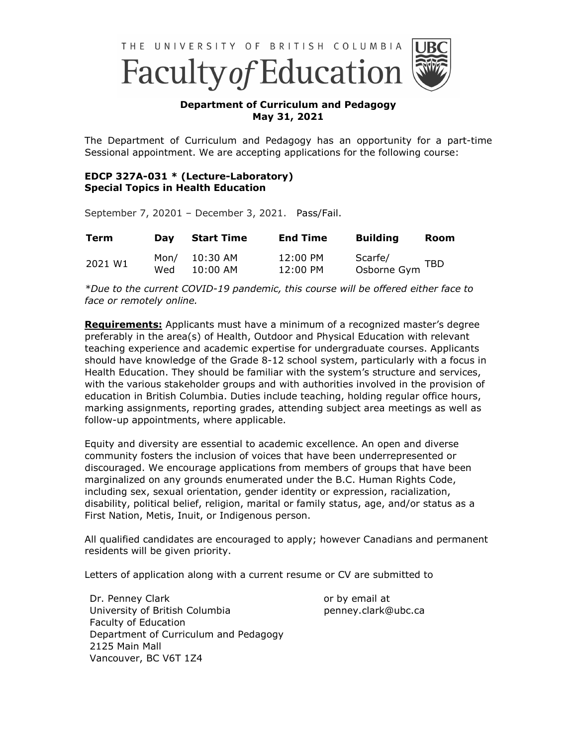THE UNIVERSITY OF BRITISH COLUMBIA

# Faculty of Education

**Department of Curriculum and Pedagogy**
**May 31, 2021**

The Department of Curriculum and Pedagogy has an opportunity for a part-time Sessional appointment. We are accepting applications for the following course:

**EDCP 327A-031 * (Lecture-Laboratory)**
**Special Topics in Health Education**

September 7, 20201 – December 3, 2021. Pass/Fail.

| Term | Day | Start Time | End Time | Building | Room |
|---|---|---|---|---|---|
| 2021 W1 | Mon/ Wed | 10:30 AM 10:00 AM | 12:00 PM 12:00 PM | Scarfe/ Osborne Gym | TBD |

*\*Due to the current COVID-19 pandemic, this course will be offered either face to face or remotely online.*

**Requirements:** Applicants must have a minimum of a recognized master's degree preferably in the area(s) of Health, Outdoor and Physical Education with relevant teaching experience and academic expertise for undergraduate courses. Applicants should have knowledge of the Grade 8-12 school system, particularly with a focus in Health Education. They should be familiar with the system's structure and services, with the various stakeholder groups and with authorities involved in the provision of education in British Columbia. Duties include teaching, holding regular office hours, marking assignments, reporting grades, attending subject area meetings as well as follow-up appointments, where applicable.

Equity and diversity are essential to academic excellence. An open and diverse community fosters the inclusion of voices that have been underrepresented or discouraged. We encourage applications from members of groups that have been marginalized on any grounds enumerated under the B.C. Human Rights Code, including sex, sexual orientation, gender identity or expression, racialization, disability, political belief, religion, marital or family status, age, and/or status as a First Nation, Metis, Inuit, or Indigenous person.

All qualified candidates are encouraged to apply; however Canadians and permanent residents will be given priority.

Letters of application along with a current resume or CV are submitted to

Dr. Penney Clark
University of British Columbia
Faculty of Education
Department of Curriculum and Pedagogy
2125 Main Mall
Vancouver, BC V6T 1Z4

or by email at
penney.clark@ubc.ca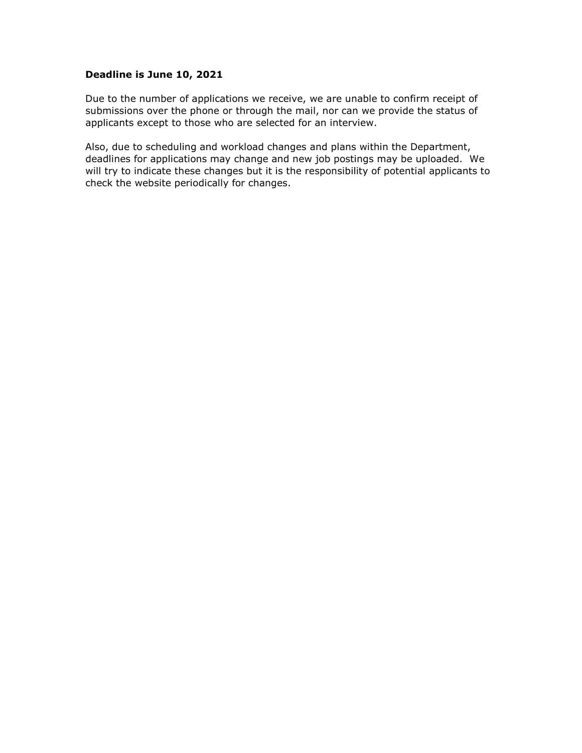**Deadline is June 10, 2021**

Due to the number of applications we receive, we are unable to confirm receipt of submissions over the phone or through the mail, nor can we provide the status of applicants except to those who are selected for an interview.

Also, due to scheduling and workload changes and plans within the Department, deadlines for applications may change and new job postings may be uploaded. We will try to indicate these changes but it is the responsibility of potential applicants to check the website periodically for changes.